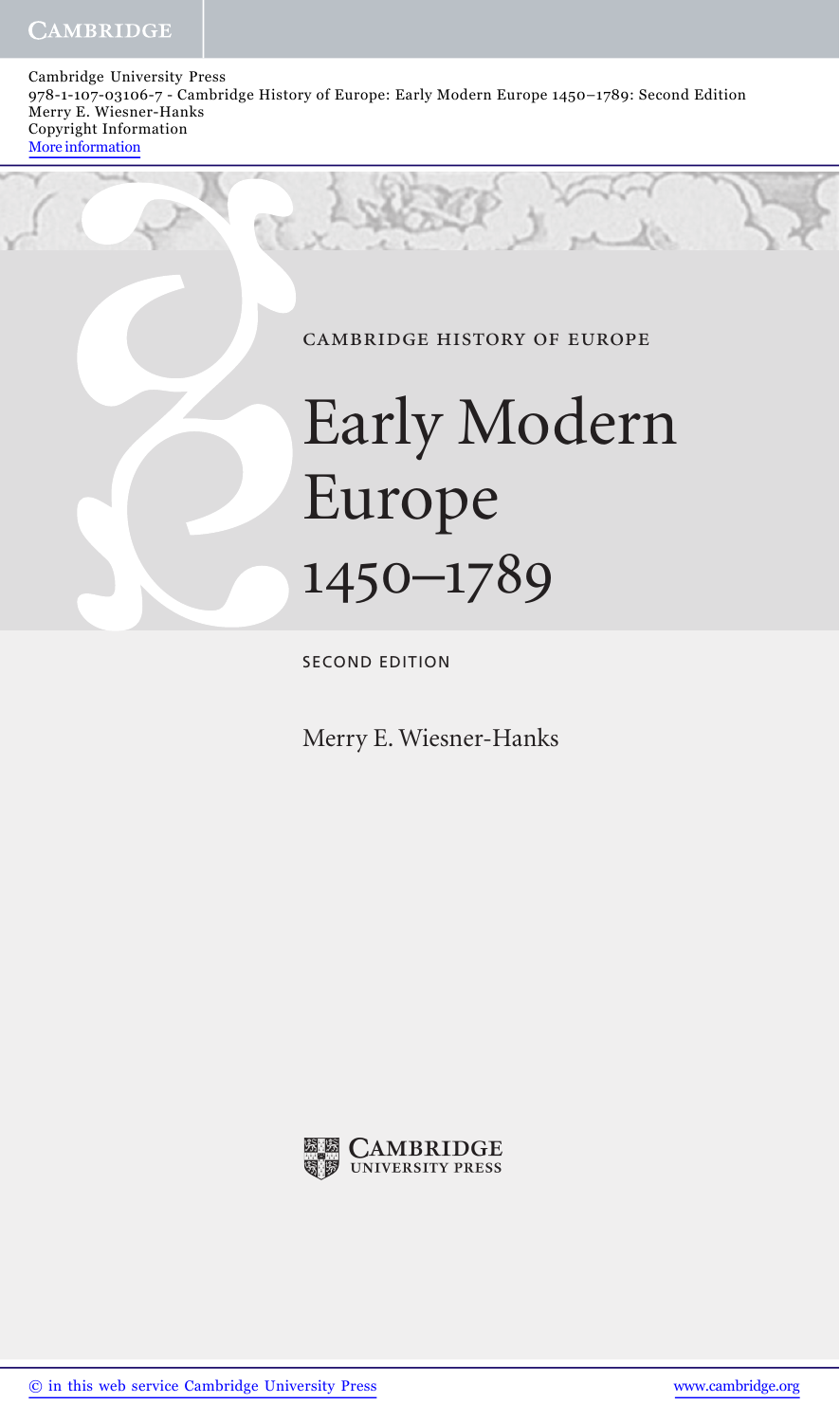Cambridge University Press
978-1-107-03106-7 - Cambridge History of Europe: Early Modern Europe 1450–1789: Second Edition
Merry E. Wiesner-Hanks
Copyright Information
More information

CAMBRIDGE HISTORY OF EUROPE

# Early Modern Europe 1450–1789

SECOND EDITION

Merry E. Wiesner-Hanks

CAMBRIDGE UNIVERSITY PRESS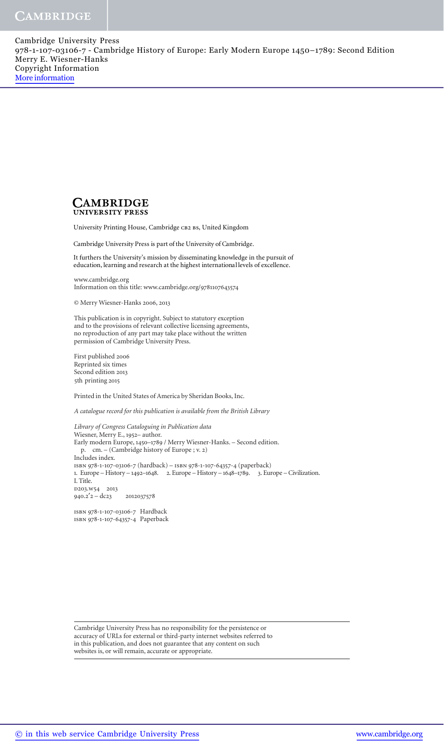# CAMBRIDGE
UNIVERSITY PRESS

University Printing House, Cambridge CB2 8BS, United Kingdom

Cambridge University Press is part of the University of Cambridge.

It furthers the University's mission by disseminating knowledge in the pursuit of education, learning and research at the highest international levels of excellence.

www.cambridge.org
Information on this title: www.cambridge.org/9781107643574

© Merry Wiesner-Hanks 2006, 2013

This publication is in copyright. Subject to statutory exception and to the provisions of relevant collective licensing agreements, no reproduction of any part may take place without the written permission of Cambridge University Press.

First published 2006
Reprinted six times
Second edition 2013
5th printing 2015

Printed in the United States of America by Sheridan Books, Inc.

*A catalogue record for this publication is available from the British Library*

*Library of Congress Cataloguing in Publication data*
Wiesner, Merry E., 1952– author.
Early modern Europe, 1450–1789 / Merry Wiesner-Hanks. – Second edition.
p. cm. – (Cambridge history of Europe ; v. 2)
Includes index.
ISBN 978-1-107-03106-7 (hardback) – ISBN 978-1-107-64357-4 (paperback)
1. Europe – History – 1492–1648. 2. Europe – History – 1648–1789. 3. Europe – Civilization.
I. Title.
D203.W54 2013
940.2′2 – dc23 2012037578

ISBN 978-1-107-03106-7 Hardback
ISBN 978-1-107-64357-4 Paperback

Cambridge University Press has no responsibility for the persistence or accuracy of URLs for external or third-party internet websites referred to in this publication, and does not guarantee that any content on such websites is, or will remain, accurate or appropriate.